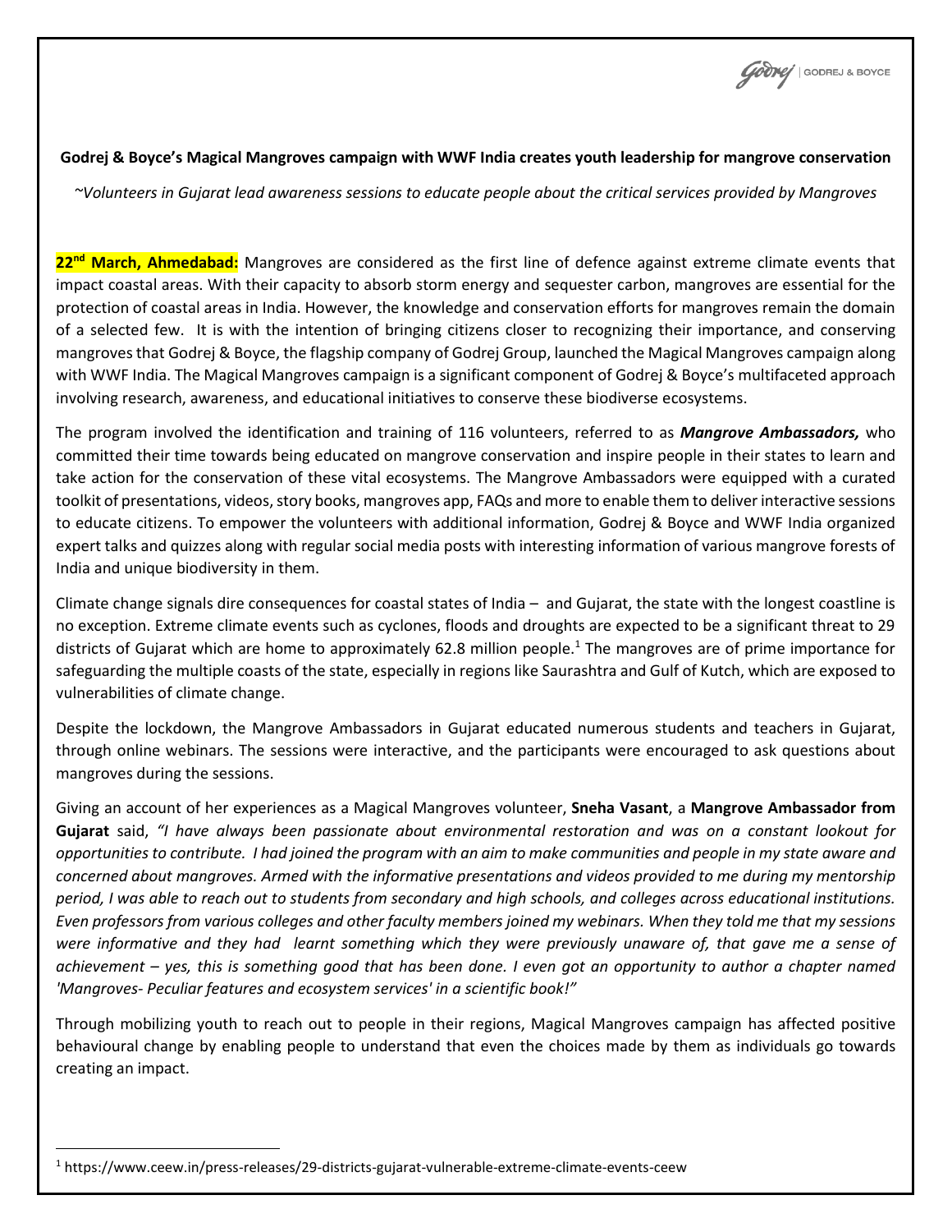**Godrej & Boyce's Magical Mangroves campaign with WWF India creates youth leadership for mangrove conservation**

*~Volunteers in Gujarat lead awareness sessions to educate people about the critical services provided by Mangroves*

**22nd March, Ahmedabad:** Mangroves are considered as the first line of defence against extreme climate events that impact coastal areas. With their capacity to absorb storm energy and sequester carbon, mangroves are essential for the protection of coastal areas in India. However, the knowledge and conservation efforts for mangroves remain the domain of a selected few. It is with the intention of bringing citizens closer to recognizing their importance, and conserving mangroves that Godrej & Boyce, the flagship company of Godrej Group, launched the Magical Mangroves campaign along with WWF India. The Magical Mangroves campaign is a significant component of Godrej & Boyce's multifaceted approach involving research, awareness, and educational initiatives to conserve these biodiverse ecosystems.

The program involved the identification and training of 116 volunteers, referred to as ***Mangrove Ambassadors,*** who committed their time towards being educated on mangrove conservation and inspire people in their states to learn and take action for the conservation of these vital ecosystems. The Mangrove Ambassadors were equipped with a curated toolkit of presentations, videos, story books, mangroves app, FAQs and more to enable them to deliver interactive sessions to educate citizens. To empower the volunteers with additional information, Godrej & Boyce and WWF India organized expert talks and quizzes along with regular social media posts with interesting information of various mangrove forests of India and unique biodiversity in them.

Climate change signals dire consequences for coastal states of India – and Gujarat, the state with the longest coastline is no exception. Extreme climate events such as cyclones, floods and droughts are expected to be a significant threat to 29 districts of Gujarat which are home to approximately 62.8 million people.[1] The mangroves are of prime importance for safeguarding the multiple coasts of the state, especially in regions like Saurashtra and Gulf of Kutch, which are exposed to vulnerabilities of climate change.

Despite the lockdown, the Mangrove Ambassadors in Gujarat educated numerous students and teachers in Gujarat, through online webinars. The sessions were interactive, and the participants were encouraged to ask questions about mangroves during the sessions.

Giving an account of her experiences as a Magical Mangroves volunteer, **Sneha Vasant**, a **Mangrove Ambassador from Gujarat** said, *"I have always been passionate about environmental restoration and was on a constant lookout for opportunities to contribute. I had joined the program with an aim to make communities and people in my state aware and concerned about mangroves. Armed with the informative presentations and videos provided to me during my mentorship period, I was able to reach out to students from secondary and high schools, and colleges across educational institutions. Even professors from various colleges and other faculty members joined my webinars. When they told me that my sessions were informative and they had learnt something which they were previously unaware of, that gave me a sense of achievement – yes, this is something good that has been done. I even got an opportunity to author a chapter named 'Mangroves- Peculiar features and ecosystem services' in a scientific book!"*

Through mobilizing youth to reach out to people in their regions, Magical Mangroves campaign has affected positive behavioural change by enabling people to understand that even the choices made by them as individuals go towards creating an impact.

---

[1] https://www.ceew.in/press-releases/29-districts-gujarat-vulnerable-extreme-climate-events-ceew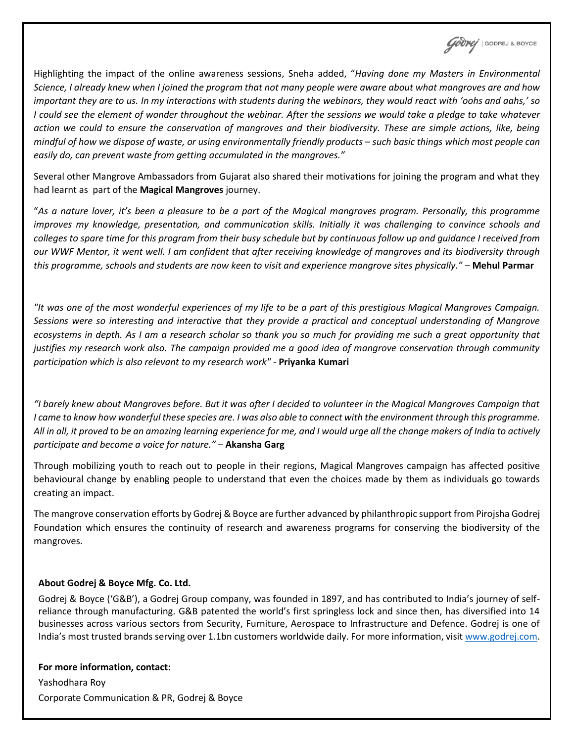Highlighting the impact of the online awareness sessions, Sneha added, "*Having done my Masters in Environmental Science, I already knew when I joined the program that not many people were aware about what mangroves are and how important they are to us. In my interactions with students during the webinars, they would react with 'oohs and aahs,' so I could see the element of wonder throughout the webinar. After the sessions we would take a pledge to take whatever action we could to ensure the conservation of mangroves and their biodiversity. These are simple actions, like, being mindful of how we dispose of waste, or using environmentally friendly products – such basic things which most people can easily do, can prevent waste from getting accumulated in the mangroves.*"

Several other Mangrove Ambassadors from Gujarat also shared their motivations for joining the program and what they had learnt as part of the **Magical Mangroves** journey.

"*As a nature lover, it's been a pleasure to be a part of the Magical mangroves program. Personally, this programme improves my knowledge, presentation, and communication skills. Initially it was challenging to convince schools and colleges to spare time for this program from their busy schedule but by continuous follow up and guidance I received from our WWF Mentor, it went well. I am confident that after receiving knowledge of mangroves and its biodiversity through this programme, schools and students are now keen to visit and experience mangrove sites physically.*" – **Mehul Parmar**

*"It was one of the most wonderful experiences of my life to be a part of this prestigious Magical Mangroves Campaign. Sessions were so interesting and interactive that they provide a practical and conceptual understanding of Mangrove ecosystems in depth. As I am a research scholar so thank you so much for providing me such a great opportunity that justifies my research work also. The campaign provided me a good idea of mangrove conservation through community participation which is also relevant to my research work"* - **Priyanka Kumari**

*"I barely knew about Mangroves before. But it was after I decided to volunteer in the Magical Mangroves Campaign that I came to know how wonderful these species are. I was also able to connect with the environment through this programme. All in all, it proved to be an amazing learning experience for me, and I would urge all the change makers of India to actively participate and become a voice for nature."* – **Akansha Garg**

Through mobilizing youth to reach out to people in their regions, Magical Mangroves campaign has affected positive behavioural change by enabling people to understand that even the choices made by them as individuals go towards creating an impact.

The mangrove conservation efforts by Godrej & Boyce are further advanced by philanthropic support from Pirojsha Godrej Foundation which ensures the continuity of research and awareness programs for conserving the biodiversity of the mangroves.

**About Godrej & Boyce Mfg. Co. Ltd.**

Godrej & Boyce ('G&B'), a Godrej Group company, was founded in 1897, and has contributed to India's journey of self-reliance through manufacturing. G&B patented the world's first springless lock and since then, has diversified into 14 businesses across various sectors from Security, Furniture, Aerospace to Infrastructure and Defence. Godrej is one of India's most trusted brands serving over 1.1bn customers worldwide daily. For more information, visit [www.godrej.com](http://www.godrej.com).

**For more information, contact:**

Yashodhara Roy

Corporate Communication & PR, Godrej & Boyce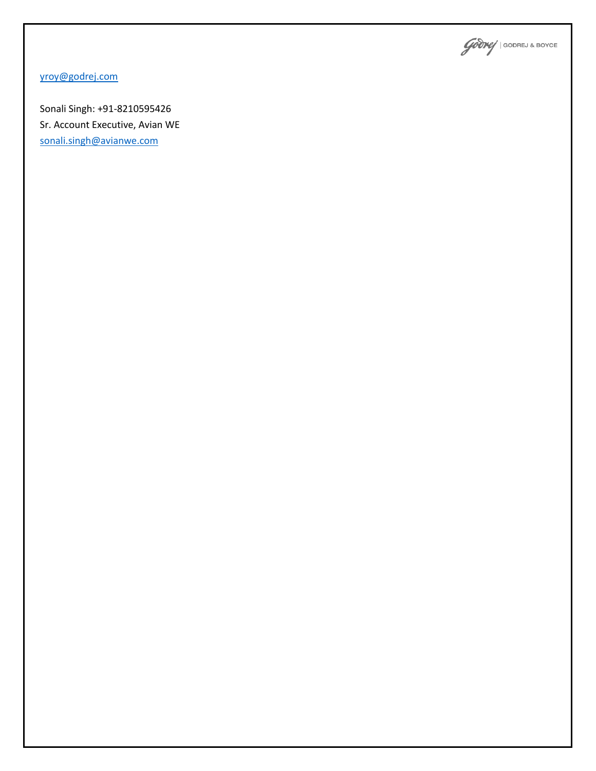yroy@godrej.com

Sonali Singh: +91-8210595426
Sr. Account Executive, Avian WE
sonali.singh@avianwe.com